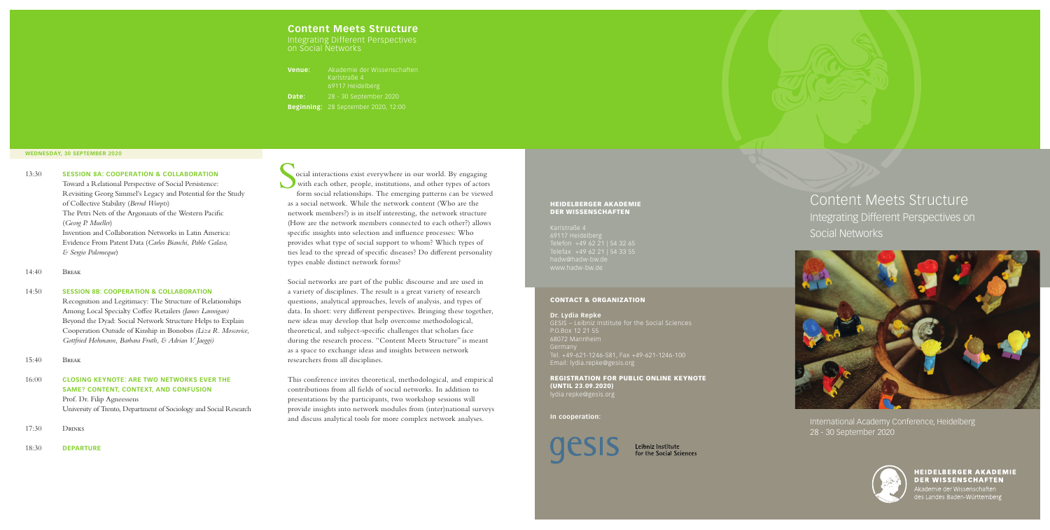## WEDNESDAY, 30 SEPTEMBER 2020

13:30 **SESSION 8A: COOPERATION & COLLABORATION**
Toward a Relational Perspective of Social Persistence: Revisiting Georg Simmel's Legacy and Potential for the Study of Collective Stability (*Bernd Wurpts*)
The Petri Nets of the Argonauts of the Western Pacific (*Georg P. Mueller*)
Invention and Collaboration Networks in Latin America: Evidence From Patent Data (*Carlos Bianchi, Pablo Galaso, & Sergio Palomeque*)

14:40 Break

14:50 **SESSION 8B: COOPERATION & COLLABORATION**
Recognition and Legitimacy: The Structure of Relationships Among Local Specialty Coffee Retailers *(James Lannigan)*
Beyond the Dyad: Social Network Structure Helps to Explain Cooperation Outside of Kinship in Bonobos *(Liza R. Moscovice, Gottfried Hohmann, Barbara Fruth, & Adrian V. Jaeggi)*

15:40 Break

16:00 **CLOSING KEYNOTE: ARE TWO NETWORKS EVER THE SAME? CONTENT, CONTEXT, AND CONFUSION**
Prof. Dr. Filip Agneessens
University of Trento, Department of Sociology and Social Research

17:30 Drinks

18:30 **DEPARTURE**

Social interactions exist everywhere in our world. By engaging with each other, people, institutions, and other types of actors form social relationships. The emerging patterns can be viewed as a social network. While the network content (Who are the network members?) is in itself interesting, the network structure (How are the network members connected to each other?) allows specific insights into selection and influence processes: Who provides what type of social support to whom? Which types of ties lead to the spread of specific diseases? Do different personality types enable distinct network forms?

Social networks are part of the public discourse and are used in a variety of disciplines. The result is a great variety of research questions, analytical approaches, levels of analysis, and types of data. In short: very different perspectives. Bringing these together, new ideas may develop that help overcome methodological, theoretical, and subject-specific challenges that scholars face during the research process. "Content Meets Structure" is meant as a space to exchange ideas and insights between network researchers from all disciplines.

This conference invites theoretical, methodological, and empirical contributions from all fields of social networks. In addition to presentations by the participants, two workshop sessions will provide insights into network modules from (inter)national surveys and discuss analytical tools for more complex network analyses.

## Content Meets Structure

Integrating Different Perspectives on Social Networks

**Venue:** Akademie der Wissenschaften
Karlstraße 4
69117 Heidelberg

**Date:** 28 - 30 September 2020

**Beginning:** 28 September 2020, 12:00

### HEIDELBERGER AKADEMIE DER WISSENSCHAFTEN

Karlstraße 4
69117 Heidelberg
Telefon +49 62 21 | 54 32 65
Telefax +49 62 21 | 54 33 55
hadw@hadw-bw.de
www.hadw-bw.de

### CONTACT & ORGANIZATION

**Dr. Lydia Repke**
GESIS – Leibniz Institute for the Social Sciences
P.O.Box 12 21 55
68072 Mannheim
Germany
Tel. +49-621-1246-581, Fax +49-621-1246-100
Email: lydia.repke@gesis.org

### REGISTRATION FOR PUBLIC ONLINE KEYNOTE (UNTIL 23.09.2020)

lydia.repke@gesis.org

**In cooperation:**

gesis Leibniz Institute for the Social Sciences

# Content Meets Structure

Integrating Different Perspectives on Social Networks

International Academy Conference, Heidelberg
28 - 30 September 2020

**HEIDELBERGER AKADEMIE DER WISSENSCHAFTEN**
Akademie der Wissenschaften des Landes Baden-Württemberg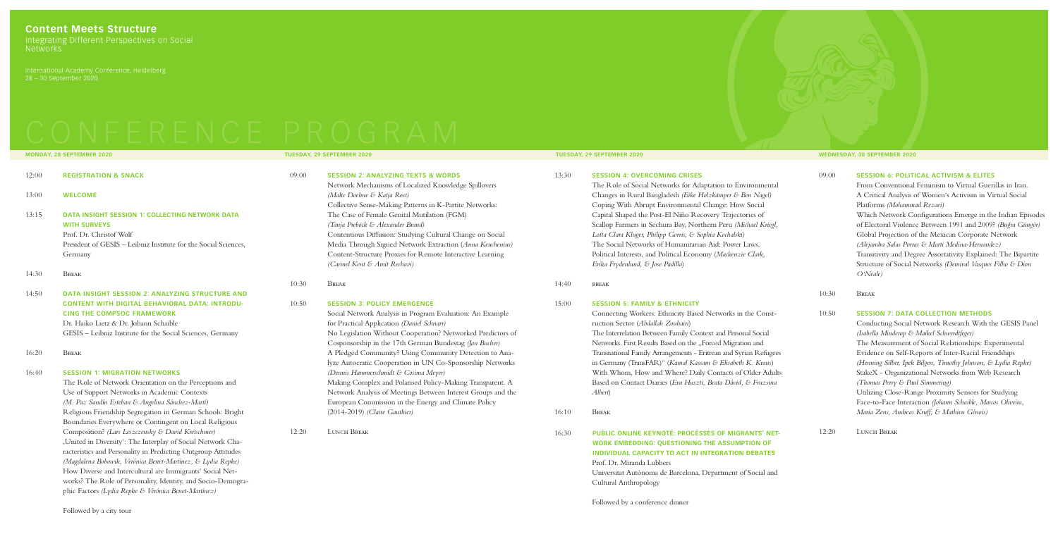**Content Meets Structure**

Integrating Different Perspectives on Social Networks

International Academy Conference, Heidelberg
28 – 30 September 2020

# CONFERENCE PROGRAM

## MONDAY, 28 SEPTEMBER 2020

12:00 **REGISTRATION & SNACK**

13:00 **WELCOME**

13:15 **DATA INSIGHT SESSION 1: COLLECTING NETWORK DATA WITH SURVEYS**
Prof. Dr. Christof Wolf
President of GESIS – Leibniz Institute for the Social Sciences, Germany

14:30 Break

14:50 **DATA INSIGHT SESSION 2: ANALYZING STRUCTURE AND CONTENT WITH DIGITAL BEHAVIORAL DATA: INTRODUCING THE COMPSOC FRAMEWORK**
Dr. Haiko Lietz & Dr. Johann Schaible
GESIS – Leibniz Institute for the Social Sciences, Germany

16:20 Break

16:40 **SESSION 1: MIGRATION NETWORKS**
The Role of Network Orientation on the Perceptions and Use of Support Networks in Academic Contexts *(M. Paz Sandín Esteban & Angelina Sánchez-Martí)*
Religious Friendship Segregation in German Schools: Bright Boundaries Everywhere or Contingent on Local Religious Composition? *(Lars Leszczensky & David Kretschmer)*
‚United in Diversity': The Interplay of Social Network Characteristics and Personality in Predicting Outgroup Attitudes *(Magdalena Bobowik, Verónica Benet-Martínez, & Lydia Repke)*
How Diverse and Intercultural are Immigrants' Social Networks? The Role of Personality, Identity, and Socio-Demographic Factors *(Lydia Repke & Verónica Benet-Martínez)*

Followed by a city tour

## TUESDAY, 29 SEPTEMBER 2020

09:00 **SESSION 2: ANALYZING TEXTS & WORDS**
Network Mechanisms of Localized Knowledge Spillovers *(Malte Doehne & Katja Rost)*
Collective Sense-Making Patterns in K-Partite Networks: The Case of Female Genital Mutilation (FGM) *(Tanja Preböck & Alexander Brandl)*
Contentious Diffusion: Studying Cultural Change on Social Media Through Signed Network Extraction *(Anna Keuchenius)*
Content-Structure Proxies for Remote Interactive Learning *(Carmel Kent & Amit Rechavi)*

10:30 Break

10:50 **SESSION 3: POLICY EMERGENCE**
Social Network Analysis in Program Evaluation: An Example for Practical Application *(Daniel Schnarr)*
No Legislation Without Cooperation? Networked Predictors of Cosponsorship in the 17th German Bundestag *(Jan Bucher)*
A Pledged Community? Using Community Detection to Analyze Autocratic Cooperation in UN Co-Sponsorship Networks *(Dennis Hammerschmidt & Cosima Meyer)*
Making Complex and Polarised Policy-Making Transparent. A Network Analysis of Meetings Between Interest Groups and the European Commission in the Energy and Climate Policy (2014-2019) *(Claire Gauthier)*

12:20 Lunch Break

## TUESDAY, 29 SEPTEMBER 2020

13:30 **SESSION 4: OVERCOMING CRISES**
The Role of Social Networks for Adaptation to Environmental Changes in Rural Bangladesh *(Eike Holzkämper & Ben Nagel)*
Coping With Abrupt Environmental Change: How Social Capital Shaped the Post-El Niño Recovery Trajectories of Scallop Farmers in Sechura Bay, Northern Peru *(Michael Kriegl, Lotta Clara Kluger, Philipp Gorris, & Sophia Kochalski)*
The Social Networks of Humanitarian Aid: Power Laws, Political Interests, and Political Economy *(Mackenzie Clark, Erika Frydenlund, & Jose Padilla)*

14:40 break

15:00 **SESSION 5: FAMILY & ETHNICITY**
Connecting Workers: Ethnicity Based Networks in the Construction Sector *(Abdallah Zouhairi)*
The Interrelation Between Family Context and Personal Social Networks. First Results Based on the „Forced Migration and Transnational Family Arrangements - Eritrean and Syrian Refugees in Germany (TransFAR)" *(Kamal Kassam & Elisabeth K. Kraus)*
With Whom, How and Where? Daily Contacts of Older Adults Based on Contact Diaries *(Eva Huszti, Beata Dávid, & Fruzsina Albert)*

16:10 Break

16:30 **PUBLIC ONLINE KEYNOTE: PROCESSES OF MIGRANTS' NETWORK EMBEDDING: QUESTIONING THE ASSUMPTION OF INDIVIDUAL CAPACITY TO ACT IN INTEGRATION DEBATES**
Prof. Dr. Miranda Lubbers
Universitat Autònoma de Barcelona, Department of Social and Cultural Anthropology

Followed by a conference dinner

## WEDNESDAY, 30 SEPTEMBER 2020

09:00 **SESSION 6: POLITICAL ACTIVISM & ELITES**
From Conventional Feminism to Virtual Guerillas in Iran. A Critical Analysis of Women's Activism in Virtual Social Platforms *(Mohammad Rezaei)*
Which Network Configurations Emerge in the Indian Episodes of Electoral Violence Between 1991 and 2009? *(Buğra Güngör)*
Global Projection of the Mexican Corporate Network *(Alejandra Salas Porras & Marti Medina-Hernandez)*
Transitivity and Degree Assortativity Explained: The Bipartite Structure of Social Networks *(Demival Vasques Filho & Dion O'Neale)*

10:30 Break

10:50 **SESSION 7: DATA COLLECTION METHODS**
Conducting Social Network Research With the GESIS Panel *(Isabella Minderop & Maikel Schwerdtfeger)*
The Measurement of Social Relationships: Experimental Evidence on Self-Reports of Inter-Racial Friendships *(Henning Silber, Ipek Bilgen, Timothy Johnson, & Lydia Repke)*
StakeX - Organizational Networks from Web Research *(Thomas Perry & Paul Simmering)*
Utilizing Close-Range Proximity Sensors for Studying Face-to-Face Interaction *(Johann Schaible, Marcos Oliveira, Maria Zens, Andreas Kruff, & Mathieu Génois)*

12:20 Lunch Break